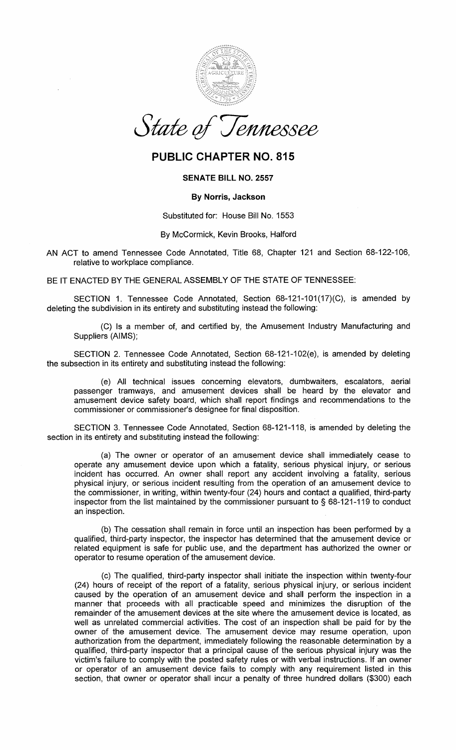# *State of Tennessee*

## PUBLIC CHAPTER NO. 815

### SENATE BILL NO. 2557

**By Norris, Jackson**

Substituted for: House Bill No. 1553

By McCormick, Kevin Brooks, Halford

AN ACT to amend Tennessee Code Annotated, Title 68, Chapter 121 and Section 68-122-106, relative to workplace compliance.

BE IT ENACTED BY THE GENERAL ASSEMBLY OF THE STATE OF TENNESSEE:

SECTION 1. Tennessee Code Annotated, Section 68-121-101(17)(C), is amended by deleting the subdivision in its entirety and substituting instead the following:

(C) Is a member of, and certified by, the Amusement Industry Manufacturing and Suppliers (AIMS);

SECTION 2. Tennessee Code Annotated, Section 68-121-102(e), is amended by deleting the subsection in its entirety and substituting instead the following:

(e) All technical issues concerning elevators, dumbwaiters, escalators, aerial passenger tramways, and amusement devices shall be heard by the elevator and amusement device safety board, which shall report findings and recommendations to the commissioner or commissioner's designee for final disposition.

SECTION 3. Tennessee Code Annotated, Section 68-121-118, is amended by deleting the section in its entirety and substituting instead the following:

(a) The owner or operator of an amusement device shall immediately cease to operate any amusement device upon which a fatality, serious physical injury, or serious incident has occurred. An owner shall report any accident involving a fatality, serious physical injury, or serious incident resulting from the operation of an amusement device to the commissioner, in writing, within twenty-four (24) hours and contact a qualified, third-party inspector from the list maintained by the commissioner pursuant to § 68-121-119 to conduct an inspection.

(b) The cessation shall remain in force until an inspection has been performed by a qualified, third-party inspector, the inspector has determined that the amusement device or related equipment is safe for public use, and the department has authorized the owner or operator to resume operation of the amusement device.

(c) The qualified, third-party inspector shall initiate the inspection within twenty-four (24) hours of receipt of the report of a fatality, serious physical injury, or serious incident caused by the operation of an amusement device and shall perform the inspection in a manner that proceeds with all practicable speed and minimizes the disruption of the remainder of the amusement devices at the site where the amusement device is located, as well as unrelated commercial activities. The cost of an inspection shall be paid for by the owner of the amusement device. The amusement device may resume operation, upon authorization from the department, immediately following the reasonable determination by a qualified, third-party inspector that a principal cause of the serious physical injury was the victim's failure to comply with the posted safety rules or with verbal instructions. If an owner or operator of an amusement device fails to comply with any requirement listed in this section, that owner or operator shall incur a penalty of three hundred dollars ($300) each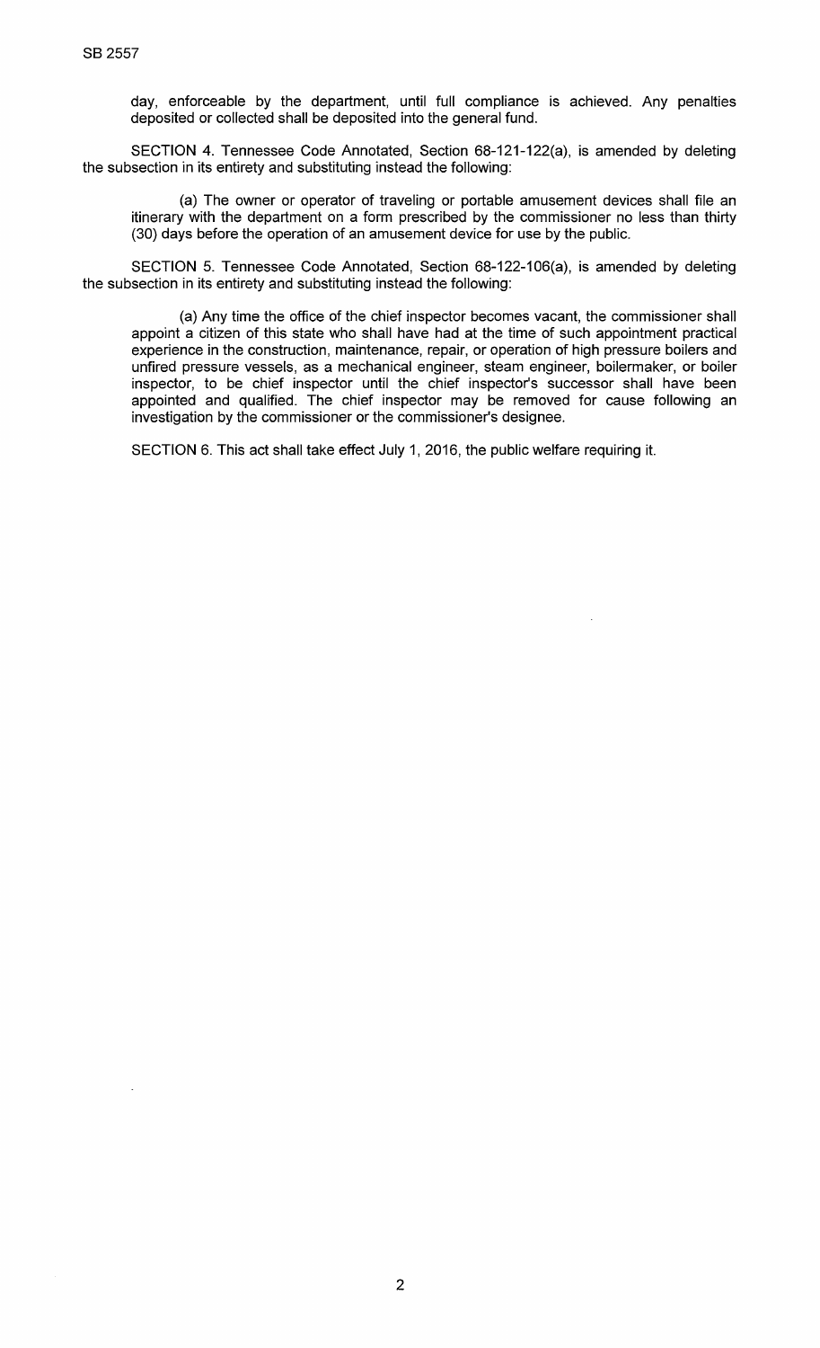day, enforceable by the department, until full compliance is achieved. Any penalties deposited or collected shall be deposited into the general fund.

SECTION 4. Tennessee Code Annotated, Section 68-121-122(a), is amended by deleting the subsection in its entirety and substituting instead the following:

> (a) The owner or operator of traveling or portable amusement devices shall file an itinerary with the department on a form prescribed by the commissioner no less than thirty (30) days before the operation of an amusement device for use by the public.

SECTION 5. Tennessee Code Annotated, Section 68-122-106(a), is amended by deleting the subsection in its entirety and substituting instead the following:

> (a) Any time the office of the chief inspector becomes vacant, the commissioner shall appoint a citizen of this state who shall have had at the time of such appointment practical experience in the construction, maintenance, repair, or operation of high pressure boilers and unfired pressure vessels, as a mechanical engineer, steam engineer, boilermaker, or boiler inspector, to be chief inspector until the chief inspector's successor shall have been appointed and qualified. The chief inspector may be removed for cause following an investigation by the commissioner or the commissioner's designee.

SECTION 6. This act shall take effect July 1, 2016, the public welfare requiring it.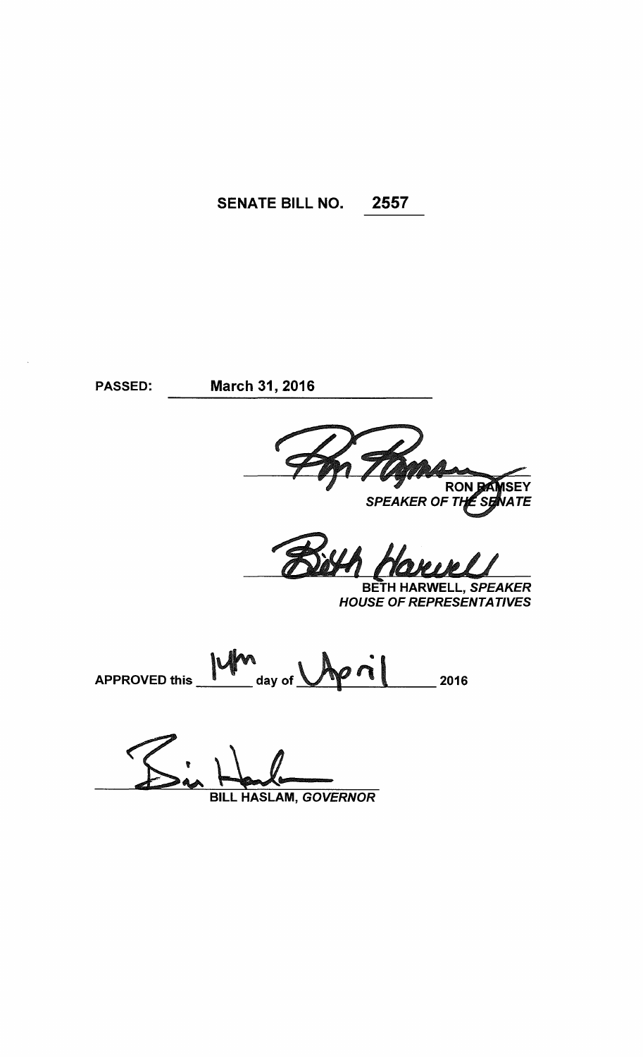**SENATE BILL NO. 2557**

**PASSED:** March 31, 2016

**RON RAMSEY**
*SPEAKER OF THE SENATE*

**BETH HARWELL,** *SPEAKER*
*HOUSE OF REPRESENTATIVES*

**APPROVED this** 14th **day of** April **2016**

**BILL HASLAM,** *GOVERNOR*